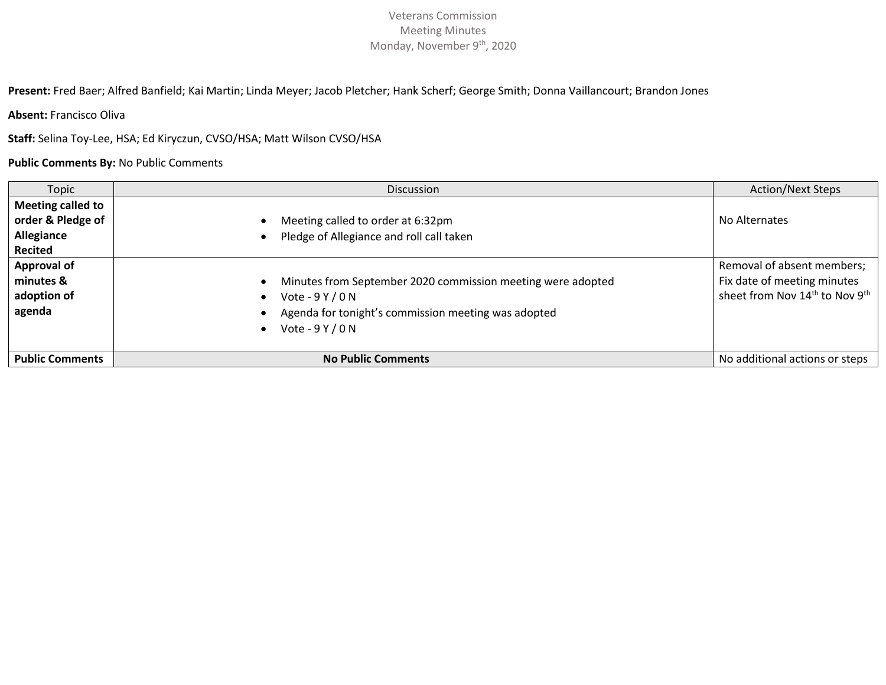# Veterans Commission
## Meeting Minutes
### Monday, November 9th, 2020

**Present:** Fred Baer; Alfred Banfield; Kai Martin; Linda Meyer; Jacob Pletcher; Hank Scherf; George Smith; Donna Vaillancourt; Brandon Jones

**Absent:** Francisco Oliva

**Staff:** Selina Toy-Lee, HSA; Ed Kiryczun, CVSO/HSA; Matt Wilson CVSO/HSA

**Public Comments By:** No Public Comments

| Topic | Discussion | Action/Next Steps |
| --- | --- | --- |
| **Meeting called to order & Pledge of Allegiance Recited** | • Meeting called to order at 6:32pm<br>• Pledge of Allegiance and roll call taken | No Alternates |
| **Approval of minutes & adoption of agenda** | • Minutes from September 2020 commission meeting were adopted<br>• Vote - 9 Y / 0 N<br>• Agenda for tonight's commission meeting was adopted<br>• Vote - 9 Y / 0 N | Removal of absent members; Fix date of meeting minutes sheet from Nov 14th to Nov 9th |
| **Public Comments** | **No Public Comments** | No additional actions or steps |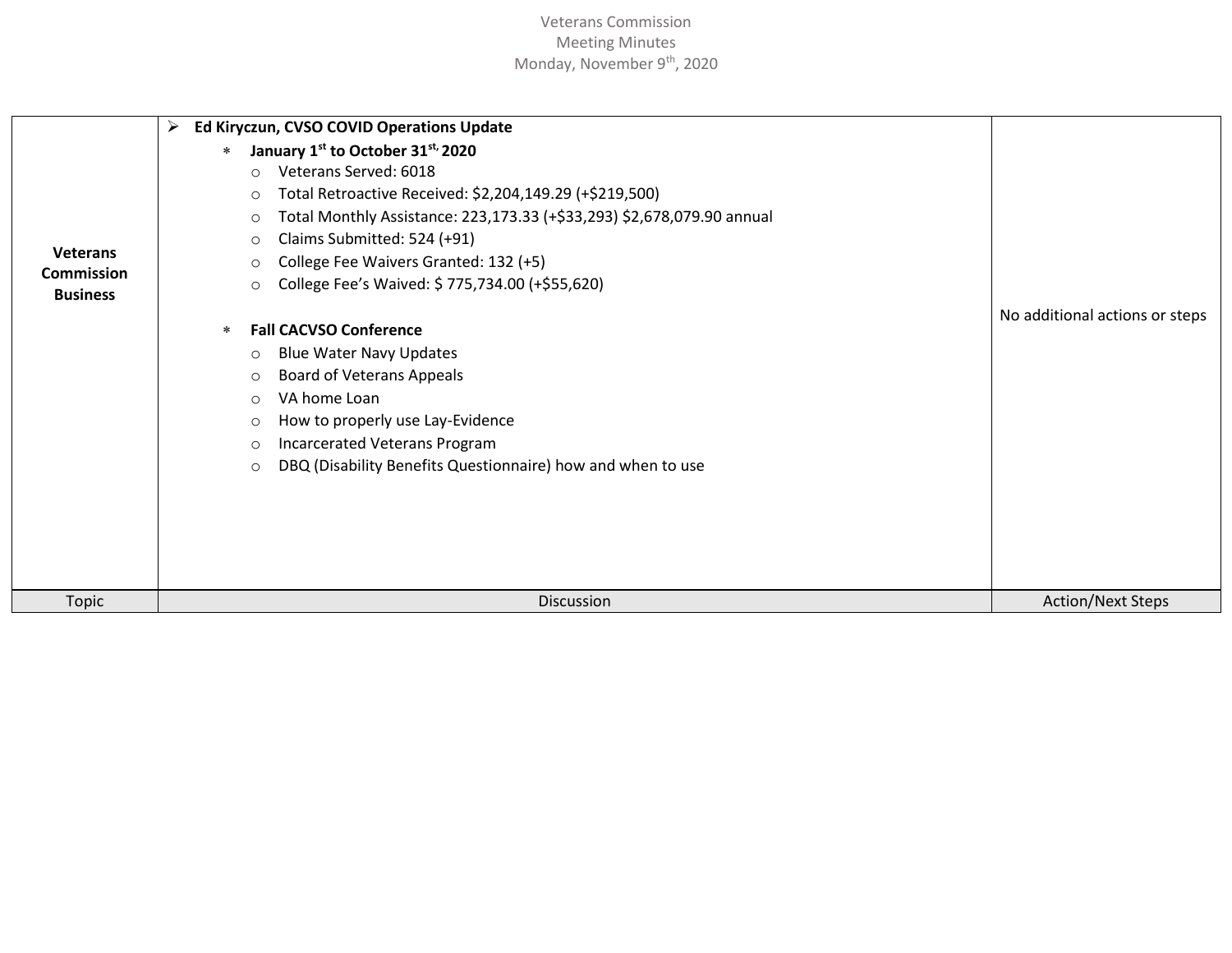| Topic | Discussion | Action/Next Steps |
|---|---|---|
| **Veterans Commission Business** | ➢ **Ed Kiryczun, CVSO COVID Operations Update**<br>* **January 1st to October 31st, 2020**<br>o Veterans Served: 6018<br>o Total Retroactive Received: $2,204,149.29 (+$219,500)<br>o Total Monthly Assistance: 223,173.33 (+$33,293) $2,678,079.90 annual<br>o Claims Submitted: 524 (+91)<br>o College Fee Waivers Granted: 132 (+5)<br>o College Fee's Waived: $ 775,734.00 (+$55,620)<br><br>* **Fall CACVSO Conference**<br>o Blue Water Navy Updates<br>o Board of Veterans Appeals<br>o VA home Loan<br>o How to properly use Lay-Evidence<br>o Incarcerated Veterans Program<br>o DBQ (Disability Benefits Questionnaire) how and when to use | No additional actions or steps |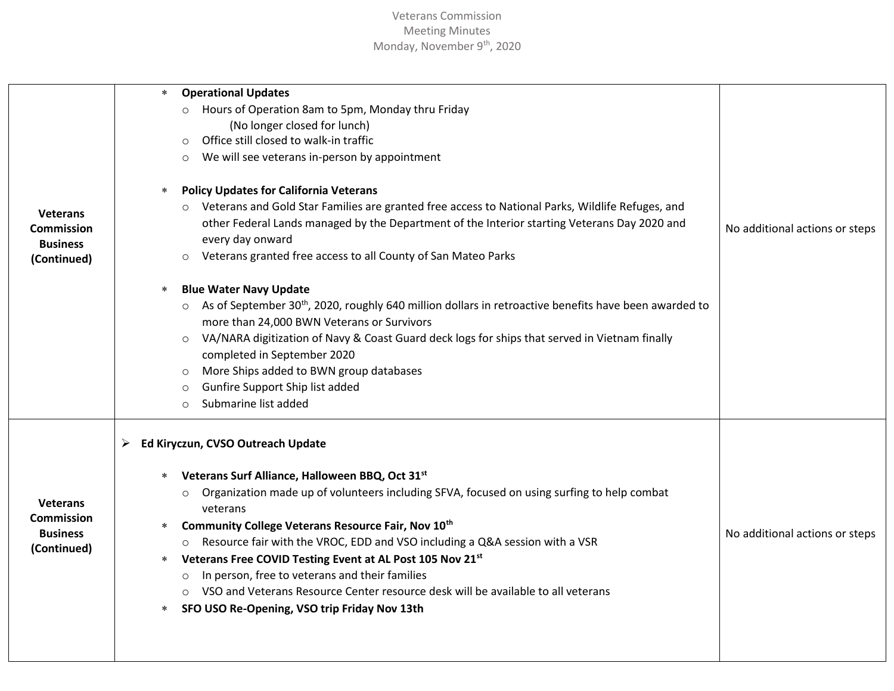| | | |
|---|---|---|
| **Veterans Commission Business (Continued)** | * **Operational Updates**<br>  ○ Hours of Operation 8am to 5pm, Monday thru Friday (No longer closed for lunch)<br>  ○ Office still closed to walk-in traffic<br>  ○ We will see veterans in-person by appointment<br><br>* **Policy Updates for California Veterans**<br>  ○ Veterans and Gold Star Families are granted free access to National Parks, Wildlife Refuges, and other Federal Lands managed by the Department of the Interior starting Veterans Day 2020 and every day onward<br>  ○ Veterans granted free access to all County of San Mateo Parks<br><br>* **Blue Water Navy Update**<br>  ○ As of September 30th, 2020, roughly 640 million dollars in retroactive benefits have been awarded to more than 24,000 BWN Veterans or Survivors<br>  ○ VA/NARA digitization of Navy & Coast Guard deck logs for ships that served in Vietnam finally completed in September 2020<br>  ○ More Ships added to BWN group databases<br>  ○ Gunfire Support Ship list added<br>  ○ Submarine list added | No additional actions or steps |
| **Veterans Commission Business (Continued)** | ➢ **Ed Kiryczun, CVSO Outreach Update**<br><br>* **Veterans Surf Alliance, Halloween BBQ, Oct 31st**<br>  ○ Organization made up of volunteers including SFVA, focused on using surfing to help combat veterans<br>* **Community College Veterans Resource Fair, Nov 10th**<br>  ○ Resource fair with the VROC, EDD and VSO including a Q&A session with a VSR<br>* **Veterans Free COVID Testing Event at AL Post 105 Nov 21st**<br>  ○ In person, free to veterans and their families<br>  ○ VSO and Veterans Resource Center resource desk will be available to all veterans<br>* **SFO USO Re-Opening, VSO trip Friday Nov 13th** | No additional actions or steps |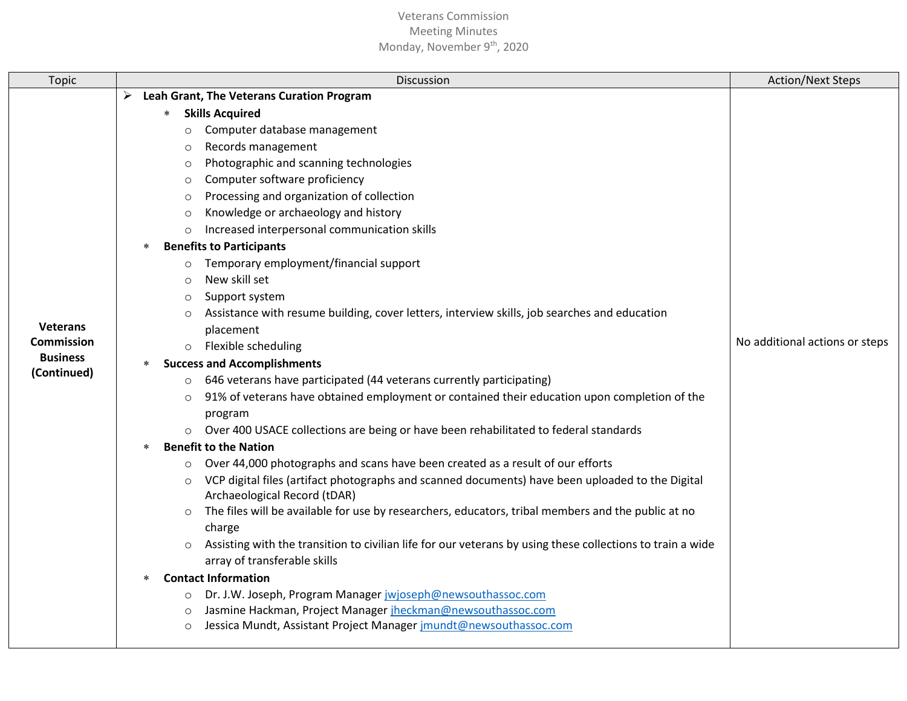Veterans Commission
Meeting Minutes
Monday, November 9th, 2020

| Topic | Discussion | Action/Next Steps |
|---|---|---|
| **Veterans Commission Business (Continued)** | ➢ **Leah Grant, The Veterans Curation Program**<br>∗ **Skills Acquired**<br>○ Computer database management<br>○ Records management<br>○ Photographic and scanning technologies<br>○ Computer software proficiency<br>○ Processing and organization of collection<br>○ Knowledge or archaeology and history<br>○ Increased interpersonal communication skills<br>∗ **Benefits to Participants**<br>○ Temporary employment/financial support<br>○ New skill set<br>○ Support system<br>○ Assistance with resume building, cover letters, interview skills, job searches and education placement<br>○ Flexible scheduling<br>∗ **Success and Accomplishments**<br>○ 646 veterans have participated (44 veterans currently participating)<br>○ 91% of veterans have obtained employment or contained their education upon completion of the program<br>○ Over 400 USACE collections are being or have been rehabilitated to federal standards<br>∗ **Benefit to the Nation**<br>○ Over 44,000 photographs and scans have been created as a result of our efforts<br>○ VCP digital files (artifact photographs and scanned documents) have been uploaded to the Digital Archaeological Record (tDAR)<br>○ The files will be available for use by researchers, educators, tribal members and the public at no charge<br>○ Assisting with the transition to civilian life for our veterans by using these collections to train a wide array of transferable skills<br>∗ **Contact Information**<br>○ Dr. J.W. Joseph, Program Manager jwjoseph@newsouthassoc.com<br>○ Jasmine Hackman, Project Manager jheckman@newsouthassoc.com<br>○ Jessica Mundt, Assistant Project Manager jmundt@newsouthassoc.com | No additional actions or steps |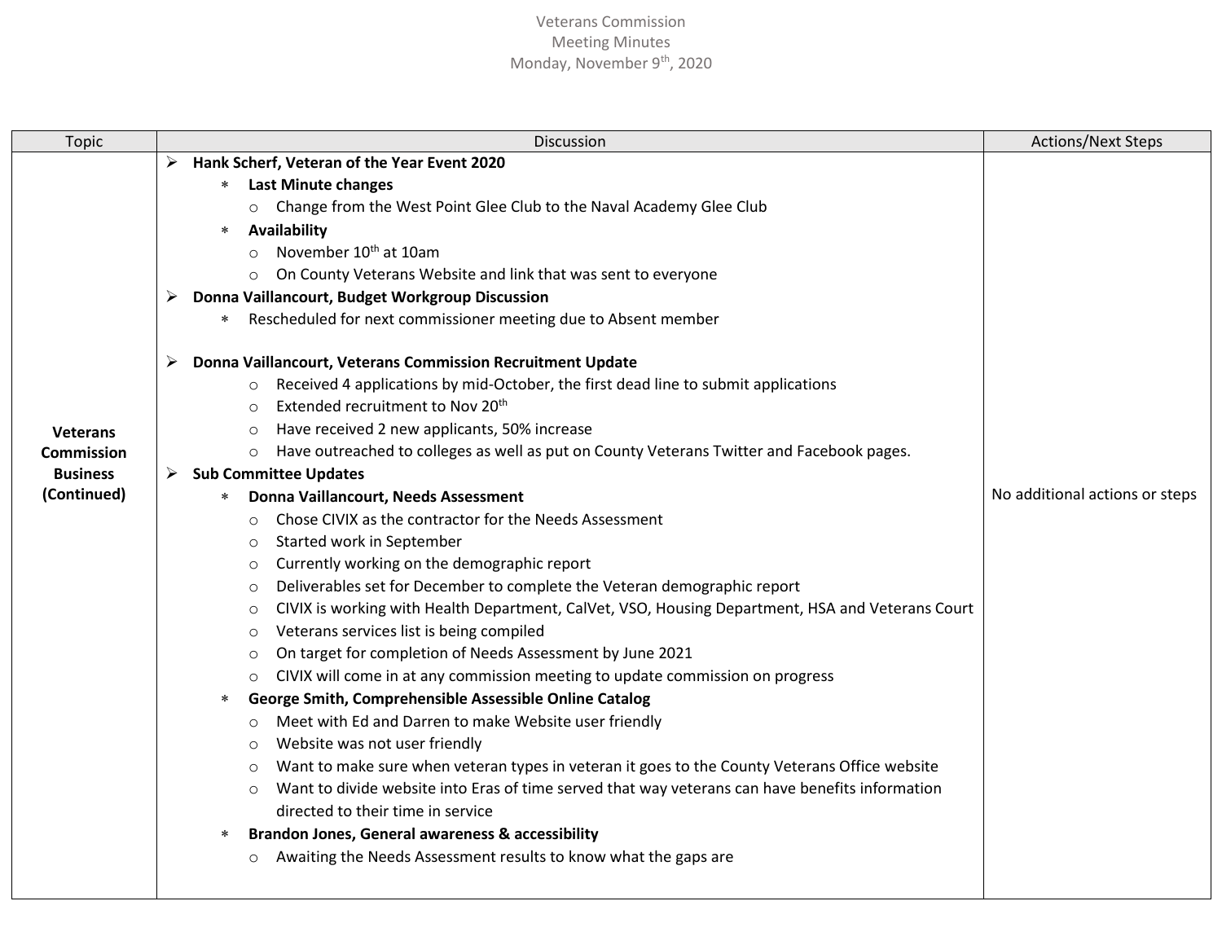Veterans Commission
Meeting Minutes
Monday, November 9th, 2020

| Topic | Discussion | Actions/Next Steps |
|---|---|---|
| **Veterans Commission Business (Continued)** | ➢ **Hank Scherf, Veteran of the Year Event 2020**<br>&nbsp;&nbsp;&nbsp;&nbsp;* **Last Minute changes**<br>&nbsp;&nbsp;&nbsp;&nbsp;&nbsp;&nbsp;&nbsp;&nbsp;○ Change from the West Point Glee Club to the Naval Academy Glee Club<br>&nbsp;&nbsp;&nbsp;&nbsp;* **Availability**<br>&nbsp;&nbsp;&nbsp;&nbsp;&nbsp;&nbsp;&nbsp;&nbsp;○ November 10th at 10am<br>&nbsp;&nbsp;&nbsp;&nbsp;&nbsp;&nbsp;&nbsp;&nbsp;○ On County Veterans Website and link that was sent to everyone<br>➢ **Donna Vaillancourt, Budget Workgroup Discussion**<br>&nbsp;&nbsp;&nbsp;&nbsp;* Rescheduled for next commissioner meeting due to Absent member<br><br>➢ **Donna Vaillancourt, Veterans Commission Recruitment Update**<br>&nbsp;&nbsp;&nbsp;&nbsp;&nbsp;&nbsp;&nbsp;&nbsp;○ Received 4 applications by mid-October, the first dead line to submit applications<br>&nbsp;&nbsp;&nbsp;&nbsp;&nbsp;&nbsp;&nbsp;&nbsp;○ Extended recruitment to Nov 20th<br>&nbsp;&nbsp;&nbsp;&nbsp;&nbsp;&nbsp;&nbsp;&nbsp;○ Have received 2 new applicants, 50% increase<br>&nbsp;&nbsp;&nbsp;&nbsp;&nbsp;&nbsp;&nbsp;&nbsp;○ Have outreached to colleges as well as put on County Veterans Twitter and Facebook pages.<br>➢ **Sub Committee Updates**<br>&nbsp;&nbsp;&nbsp;&nbsp;* **Donna Vaillancourt, Needs Assessment**<br>&nbsp;&nbsp;&nbsp;&nbsp;&nbsp;&nbsp;&nbsp;&nbsp;○ Chose CIVIX as the contractor for the Needs Assessment<br>&nbsp;&nbsp;&nbsp;&nbsp;&nbsp;&nbsp;&nbsp;&nbsp;○ Started work in September<br>&nbsp;&nbsp;&nbsp;&nbsp;&nbsp;&nbsp;&nbsp;&nbsp;○ Currently working on the demographic report<br>&nbsp;&nbsp;&nbsp;&nbsp;&nbsp;&nbsp;&nbsp;&nbsp;○ Deliverables set for December to complete the Veteran demographic report<br>&nbsp;&nbsp;&nbsp;&nbsp;&nbsp;&nbsp;&nbsp;&nbsp;○ CIVIX is working with Health Department, CalVet, VSO, Housing Department, HSA and Veterans Court<br>&nbsp;&nbsp;&nbsp;&nbsp;&nbsp;&nbsp;&nbsp;&nbsp;○ Veterans services list is being compiled<br>&nbsp;&nbsp;&nbsp;&nbsp;&nbsp;&nbsp;&nbsp;&nbsp;○ On target for completion of Needs Assessment by June 2021<br>&nbsp;&nbsp;&nbsp;&nbsp;&nbsp;&nbsp;&nbsp;&nbsp;○ CIVIX will come in at any commission meeting to update commission on progress<br>&nbsp;&nbsp;&nbsp;&nbsp;* **George Smith, Comprehensible Assessible Online Catalog**<br>&nbsp;&nbsp;&nbsp;&nbsp;&nbsp;&nbsp;&nbsp;&nbsp;○ Meet with Ed and Darren to make Website user friendly<br>&nbsp;&nbsp;&nbsp;&nbsp;&nbsp;&nbsp;&nbsp;&nbsp;○ Website was not user friendly<br>&nbsp;&nbsp;&nbsp;&nbsp;&nbsp;&nbsp;&nbsp;&nbsp;○ Want to make sure when veteran types in veteran it goes to the County Veterans Office website<br>&nbsp;&nbsp;&nbsp;&nbsp;&nbsp;&nbsp;&nbsp;&nbsp;○ Want to divide website into Eras of time served that way veterans can have benefits information directed to their time in service<br>&nbsp;&nbsp;&nbsp;&nbsp;* **Brandon Jones, General awareness & accessibility**<br>&nbsp;&nbsp;&nbsp;&nbsp;&nbsp;&nbsp;&nbsp;&nbsp;○ Awaiting the Needs Assessment results to know what the gaps are | No additional actions or steps |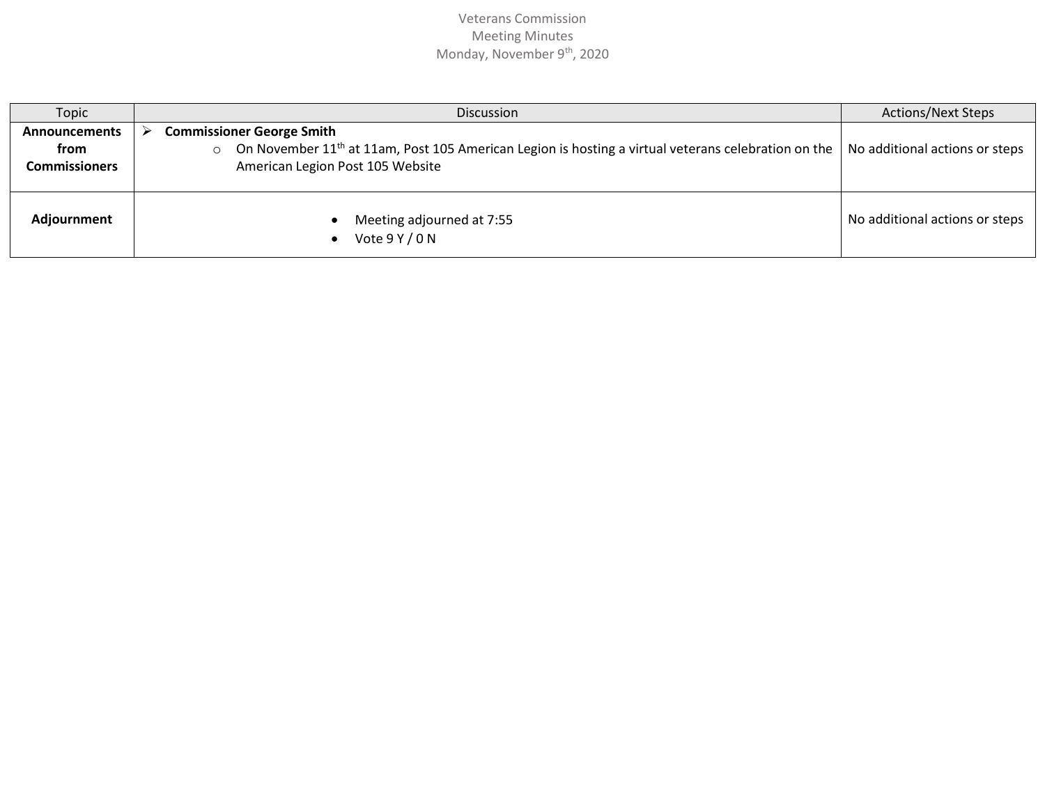| Topic | Discussion | Actions/Next Steps |
|---|---|---|
| **Announcements from Commissioners** | ➢ **Commissioner George Smith**<br>○ On November 11th at 11am, Post 105 American Legion is hosting a virtual veterans celebration on the American Legion Post 105 Website | No additional actions or steps |
| **Adjournment** | • Meeting adjourned at 7:55<br>• Vote 9 Y / 0 N | No additional actions or steps |